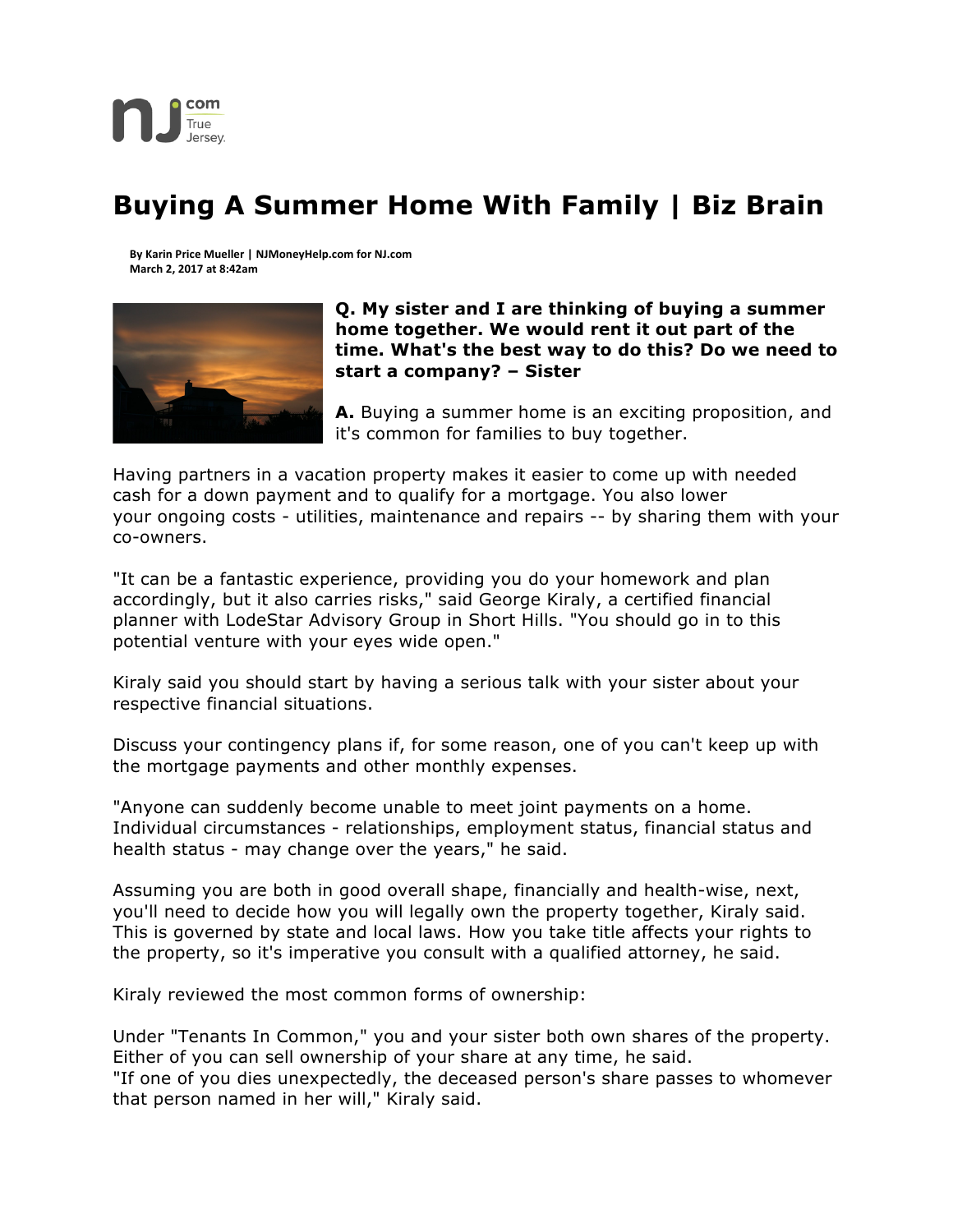# Buying A Summer Home With Family | Biz Brain

**By Karin Price Mueller | NJMoneyHelp.com for NJ.com**
**March 2, 2017 at 8:42am**

**Q. My sister and I are thinking of buying a summer home together. We would rent it out part of the time. What's the best way to do this? Do we need to start a company? – Sister**

**A.** Buying a summer home is an exciting proposition, and it's common for families to buy together.

Having partners in a vacation property makes it easier to come up with needed cash for a down payment and to qualify for a mortgage. You also lower your ongoing costs - utilities, maintenance and repairs -- by sharing them with your co-owners.

"It can be a fantastic experience, providing you do your homework and plan accordingly, but it also carries risks," said George Kiraly, a certified financial planner with LodeStar Advisory Group in Short Hills. "You should go in to this potential venture with your eyes wide open."

Kiraly said you should start by having a serious talk with your sister about your respective financial situations.

Discuss your contingency plans if, for some reason, one of you can't keep up with the mortgage payments and other monthly expenses.

"Anyone can suddenly become unable to meet joint payments on a home. Individual circumstances - relationships, employment status, financial status and health status - may change over the years," he said.

Assuming you are both in good overall shape, financially and health-wise, next, you'll need to decide how you will legally own the property together, Kiraly said. This is governed by state and local laws. How you take title affects your rights to the property, so it's imperative you consult with a qualified attorney, he said.

Kiraly reviewed the most common forms of ownership:

Under "Tenants In Common," you and your sister both own shares of the property. Either of you can sell ownership of your share at any time, he said.
"If one of you dies unexpectedly, the deceased person's share passes to whomever that person named in her will," Kiraly said.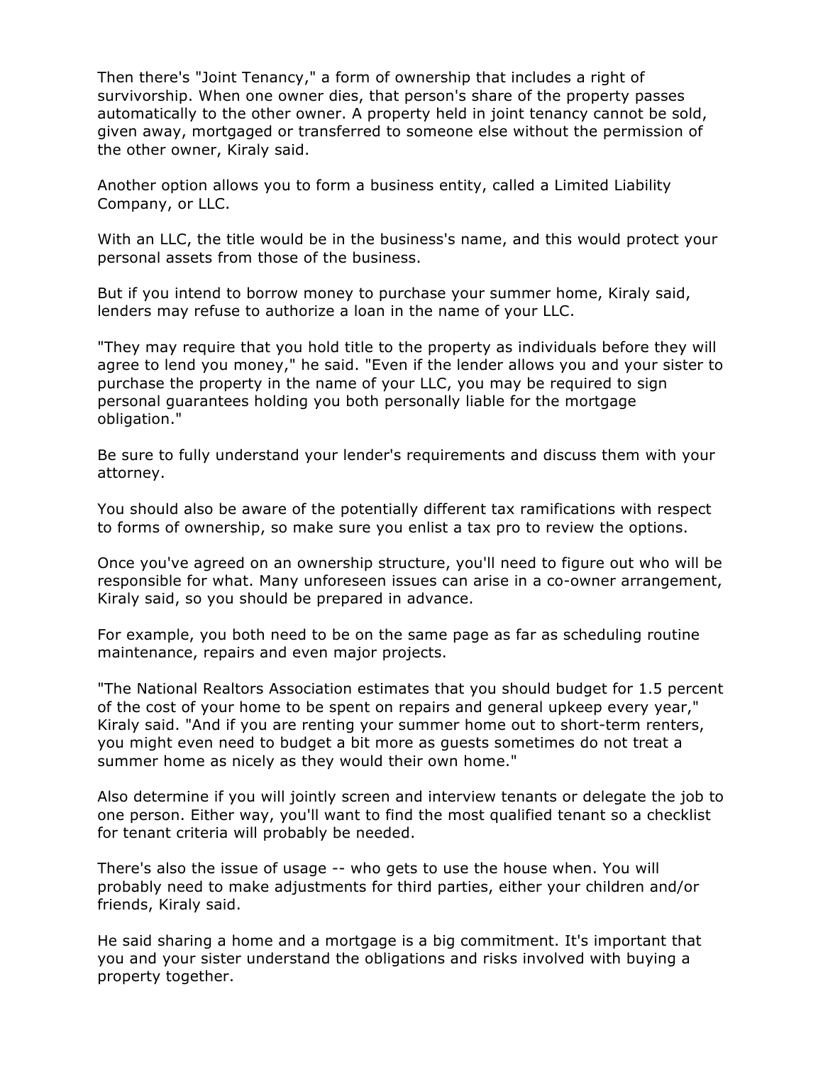Then there's "Joint Tenancy," a form of ownership that includes a right of survivorship. When one owner dies, that person's share of the property passes automatically to the other owner. A property held in joint tenancy cannot be sold, given away, mortgaged or transferred to someone else without the permission of the other owner, Kiraly said.

Another option allows you to form a business entity, called a Limited Liability Company, or LLC.

With an LLC, the title would be in the business's name, and this would protect your personal assets from those of the business.

But if you intend to borrow money to purchase your summer home, Kiraly said, lenders may refuse to authorize a loan in the name of your LLC.

"They may require that you hold title to the property as individuals before they will agree to lend you money," he said. "Even if the lender allows you and your sister to purchase the property in the name of your LLC, you may be required to sign personal guarantees holding you both personally liable for the mortgage obligation."

Be sure to fully understand your lender's requirements and discuss them with your attorney.

You should also be aware of the potentially different tax ramifications with respect to forms of ownership, so make sure you enlist a tax pro to review the options.

Once you've agreed on an ownership structure, you'll need to figure out who will be responsible for what. Many unforeseen issues can arise in a co-owner arrangement, Kiraly said, so you should be prepared in advance.

For example, you both need to be on the same page as far as scheduling routine maintenance, repairs and even major projects.

"The National Realtors Association estimates that you should budget for 1.5 percent of the cost of your home to be spent on repairs and general upkeep every year," Kiraly said. "And if you are renting your summer home out to short-term renters, you might even need to budget a bit more as guests sometimes do not treat a summer home as nicely as they would their own home."

Also determine if you will jointly screen and interview tenants or delegate the job to one person. Either way, you'll want to find the most qualified tenant so a checklist for tenant criteria will probably be needed.

There's also the issue of usage -- who gets to use the house when. You will probably need to make adjustments for third parties, either your children and/or friends, Kiraly said.

He said sharing a home and a mortgage is a big commitment. It's important that you and your sister understand the obligations and risks involved with buying a property together.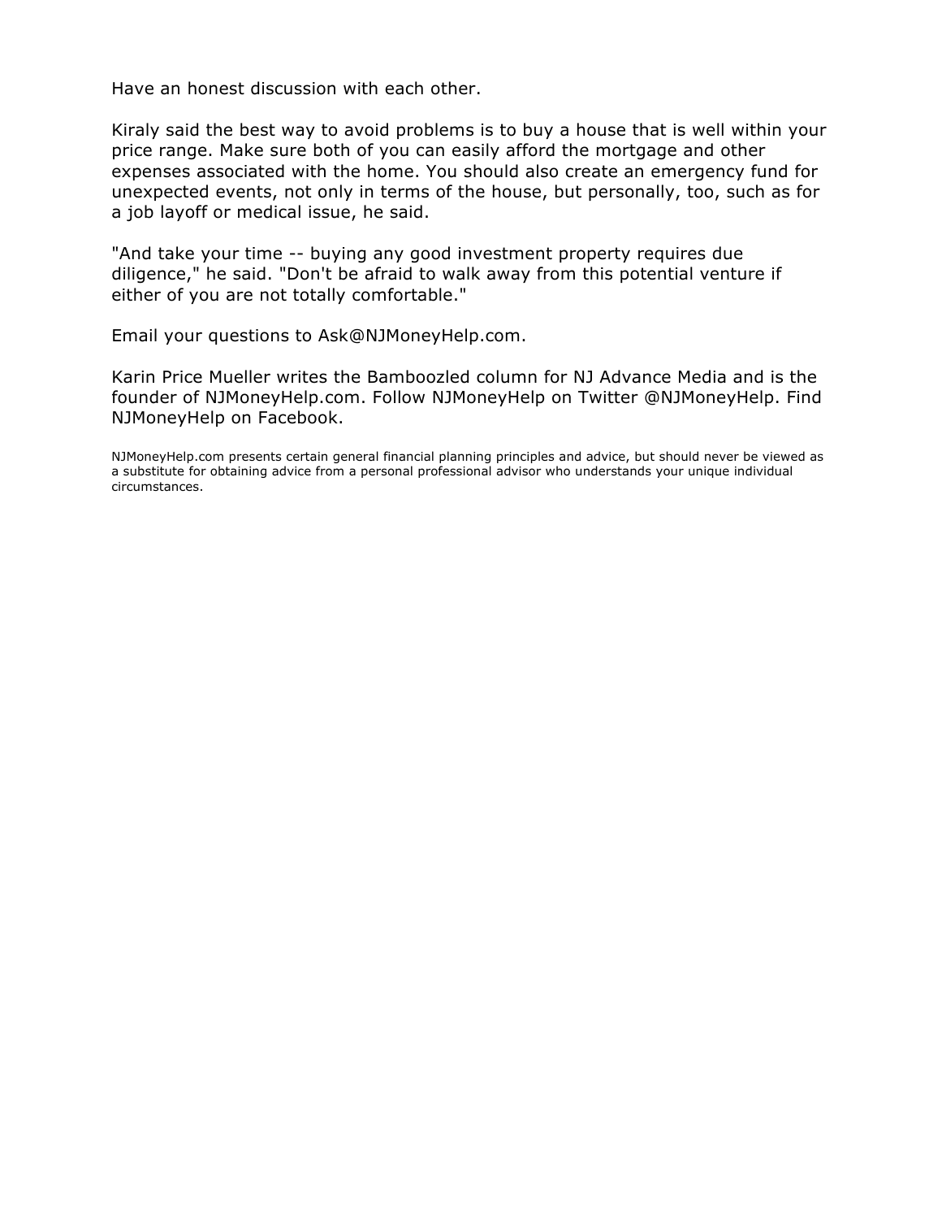Have an honest discussion with each other.

Kiraly said the best way to avoid problems is to buy a house that is well within your price range. Make sure both of you can easily afford the mortgage and other expenses associated with the home. You should also create an emergency fund for unexpected events, not only in terms of the house, but personally, too, such as for a job layoff or medical issue, he said.

"And take your time -- buying any good investment property requires due diligence," he said. "Don't be afraid to walk away from this potential venture if either of you are not totally comfortable."

Email your questions to Ask@NJMoneyHelp.com.

Karin Price Mueller writes the Bamboozled column for NJ Advance Media and is the founder of NJMoneyHelp.com. Follow NJMoneyHelp on Twitter @NJMoneyHelp. Find NJMoneyHelp on Facebook.

NJMoneyHelp.com presents certain general financial planning principles and advice, but should never be viewed as a substitute for obtaining advice from a personal professional advisor who understands your unique individual circumstances.